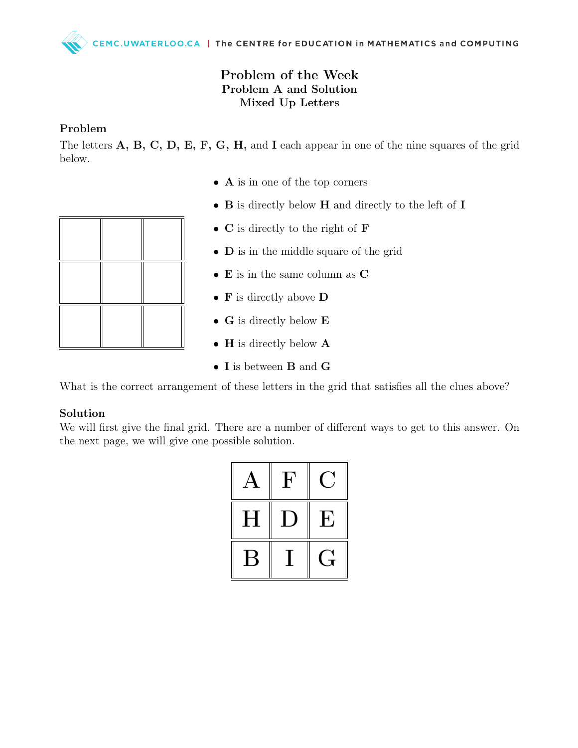# Problem of the Week
## Problem A and Solution
## Mixed Up Letters

### Problem

The letters **A, B, C, D, E, F, G, H,** and **I** each appear in one of the nine squares of the grid below.

| | | |
|---|---|---|
| | | |
| | | |
| | | |

- **A** is in one of the top corners
- **B** is directly below **H** and directly to the left of **I**
- **C** is directly to the right of **F**
- **D** is in the middle square of the grid
- **E** is in the same column as **C**
- **F** is directly above **D**
- **G** is directly below **E**
- **H** is directly below **A**
- **I** is between **B** and **G**

What is the correct arrangement of these letters in the grid that satisfies all the clues above?

### Solution

We will first give the final grid. There are a number of different ways to get to this answer. On the next page, we will give one possible solution.

| | | |
|---|---|---|
| A | F | C |
| H | D | E |
| B | I | G |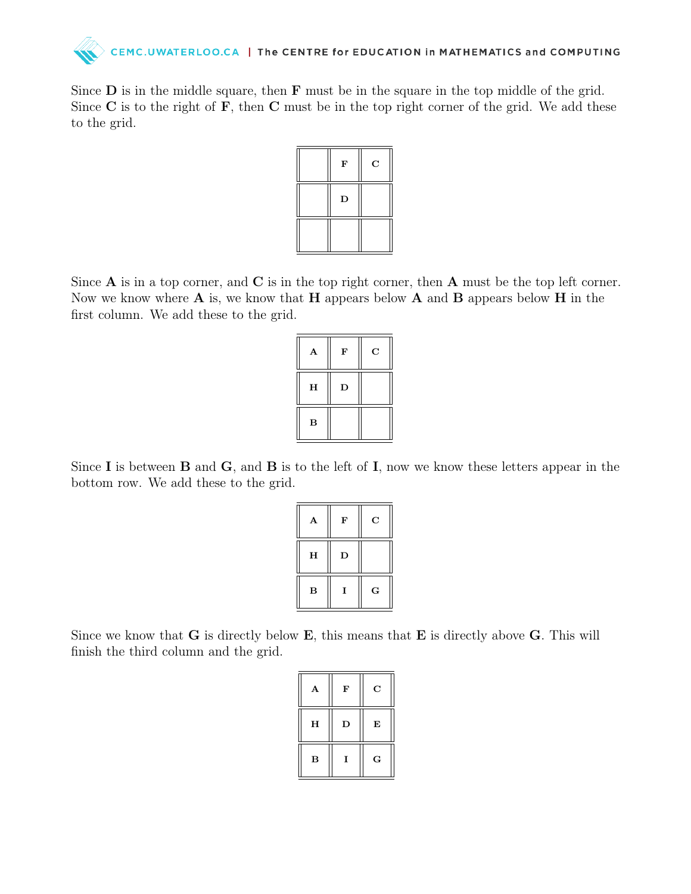Since **D** is in the middle square, then **F** must be in the square in the top middle of the grid. Since **C** is to the right of **F**, then **C** must be in the top right corner of the grid. We add these to the grid.

| | | |
|---|---|---|
| | **F** | **C** |
| | **D** | |
| | | |

Since **A** is in a top corner, and **C** is in the top right corner, then **A** must be the top left corner. Now we know where **A** is, we know that **H** appears below **A** and **B** appears below **H** in the first column. We add these to the grid.

| | | |
|---|---|---|
| **A** | **F** | **C** |
| **H** | **D** | |
| **B** | | |

Since **I** is between **B** and **G**, and **B** is to the left of **I**, now we know these letters appear in the bottom row. We add these to the grid.

| | | |
|---|---|---|
| **A** | **F** | **C** |
| **H** | **D** | |
| **B** | **I** | **G** |

Since we know that **G** is directly below **E**, this means that **E** is directly above **G**. This will finish the third column and the grid.

| | | |
|---|---|---|
| **A** | **F** | **C** |
| **H** | **D** | **E** |
| **B** | **I** | **G** |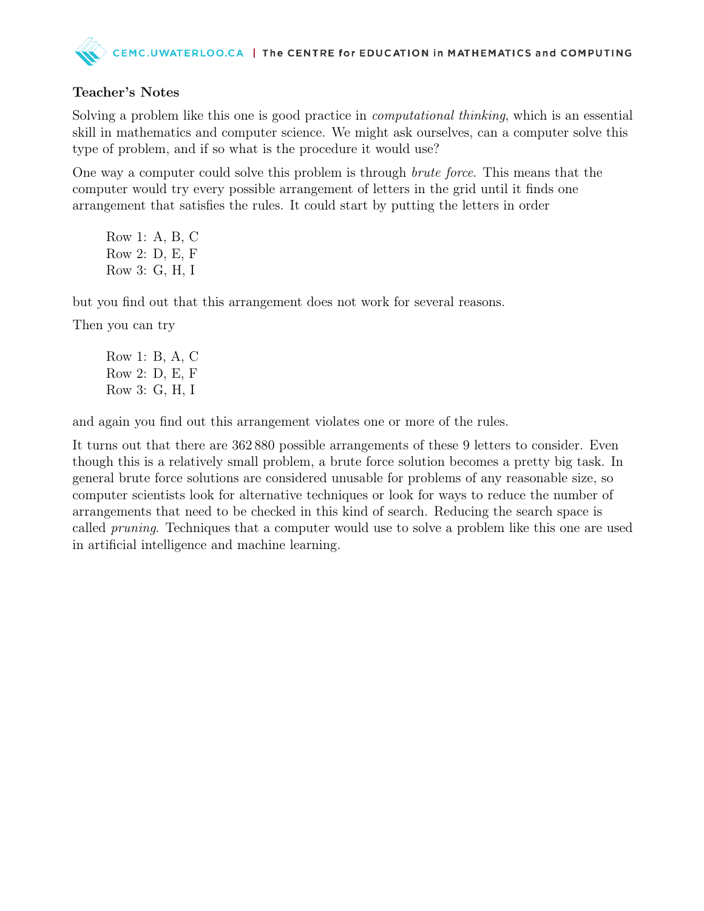**Teacher's Notes**

Solving a problem like this one is good practice in *computational thinking*, which is an essential skill in mathematics and computer science. We might ask ourselves, can a computer solve this type of problem, and if so what is the procedure it would use?

One way a computer could solve this problem is through *brute force*. This means that the computer would try every possible arrangement of letters in the grid until it finds one arrangement that satisfies the rules. It could start by putting the letters in order

Row 1: A, B, C  
Row 2: D, E, F  
Row 3: G, H, I

but you find out that this arrangement does not work for several reasons.

Then you can try

Row 1: B, A, C  
Row 2: D, E, F  
Row 3: G, H, I

and again you find out this arrangement violates one or more of the rules.

It turns out that there are 362 880 possible arrangements of these 9 letters to consider. Even though this is a relatively small problem, a brute force solution becomes a pretty big task. In general brute force solutions are considered unusable for problems of any reasonable size, so computer scientists look for alternative techniques or look for ways to reduce the number of arrangements that need to be checked in this kind of search. Reducing the search space is called *pruning*. Techniques that a computer would use to solve a problem like this one are used in artificial intelligence and machine learning.